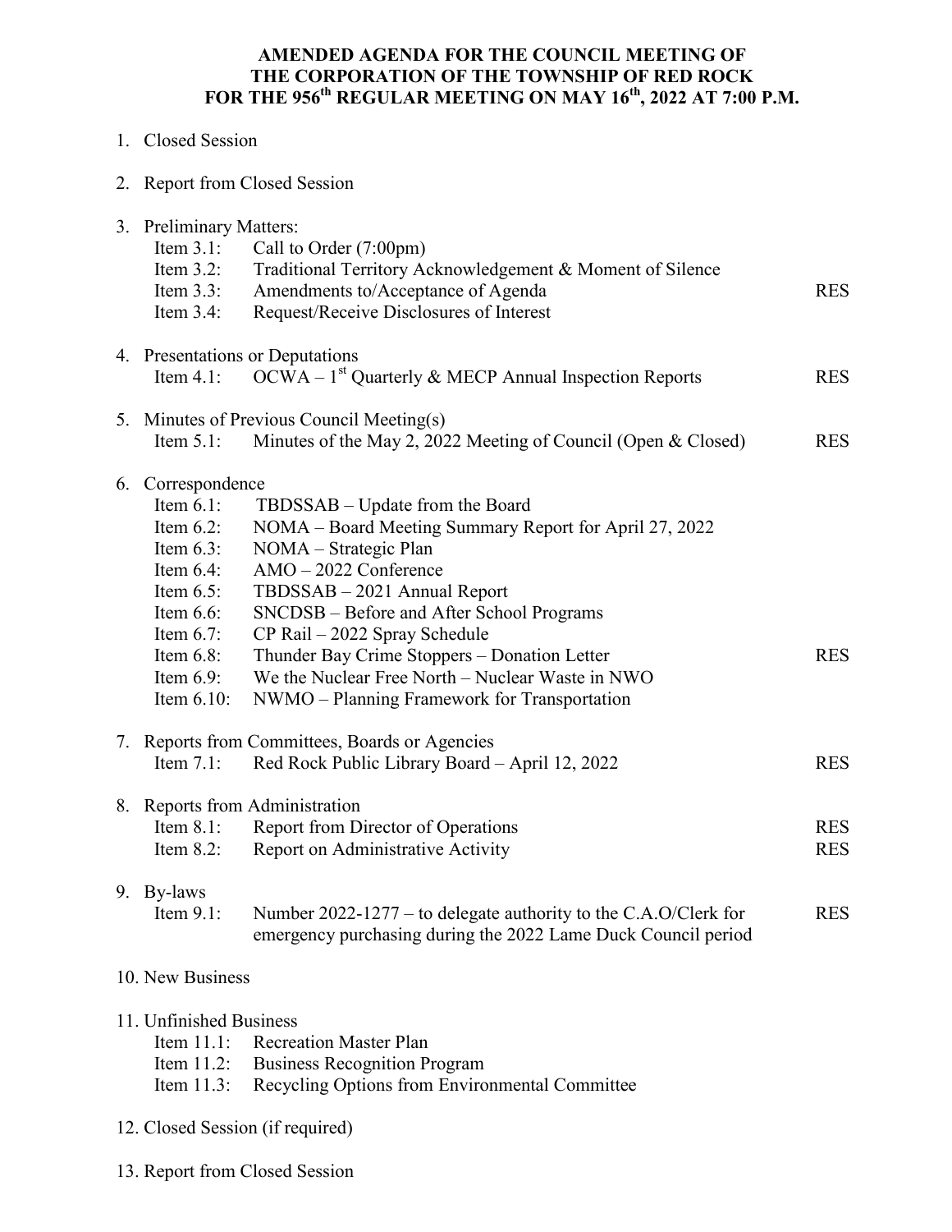# AMENDED AGENDA FOR THE COUNCIL MEETING OF THE CORPORATION OF THE TOWNSHIP OF RED ROCK FOR THE 956th REGULAR MEETING ON MAY 16th, 2022 AT 7:00 P.M.

1. Closed Session

2. Report from Closed Session

3. Preliminary Matters:

| | | |
|---|---|---|
| Item 3.1: | Call to Order (7:00pm) | |
| Item 3.2: | Traditional Territory Acknowledgement & Moment of Silence | |
| Item 3.3: | Amendments to/Acceptance of Agenda | RES |
| Item 3.4: | Request/Receive Disclosures of Interest | |

4. Presentations or Deputations

| | | |
|---|---|---|
| Item 4.1: | OCWA – 1st Quarterly & MECP Annual Inspection Reports | RES |

5. Minutes of Previous Council Meeting(s)

| | | |
|---|---|---|
| Item 5.1: | Minutes of the May 2, 2022 Meeting of Council (Open & Closed) | RES |

6. Correspondence

| | | |
|---|---|---|
| Item 6.1: | TBDSSAB – Update from the Board | |
| Item 6.2: | NOMA – Board Meeting Summary Report for April 27, 2022 | |
| Item 6.3: | NOMA – Strategic Plan | |
| Item 6.4: | AMO – 2022 Conference | |
| Item 6.5: | TBDSSAB – 2021 Annual Report | |
| Item 6.6: | SNCDSB – Before and After School Programs | |
| Item 6.7: | CP Rail – 2022 Spray Schedule | |
| Item 6.8: | Thunder Bay Crime Stoppers – Donation Letter | RES |
| Item 6.9: | We the Nuclear Free North – Nuclear Waste in NWO | |
| Item 6.10: | NWMO – Planning Framework for Transportation | |

7. Reports from Committees, Boards or Agencies

| | | |
|---|---|---|
| Item 7.1: | Red Rock Public Library Board – April 12, 2022 | RES |

8. Reports from Administration

| | | |
|---|---|---|
| Item 8.1: | Report from Director of Operations | RES |
| Item 8.2: | Report on Administrative Activity | RES |

9. By-laws

| | | |
|---|---|---|
| Item 9.1: | Number 2022-1277 – to delegate authority to the C.A.O/Clerk for emergency purchasing during the 2022 Lame Duck Council period | RES |

10. New Business

11. Unfinished Business

| | |
|---|---|
| Item 11.1: | Recreation Master Plan |
| Item 11.2: | Business Recognition Program |
| Item 11.3: | Recycling Options from Environmental Committee |

12. Closed Session (if required)

13. Report from Closed Session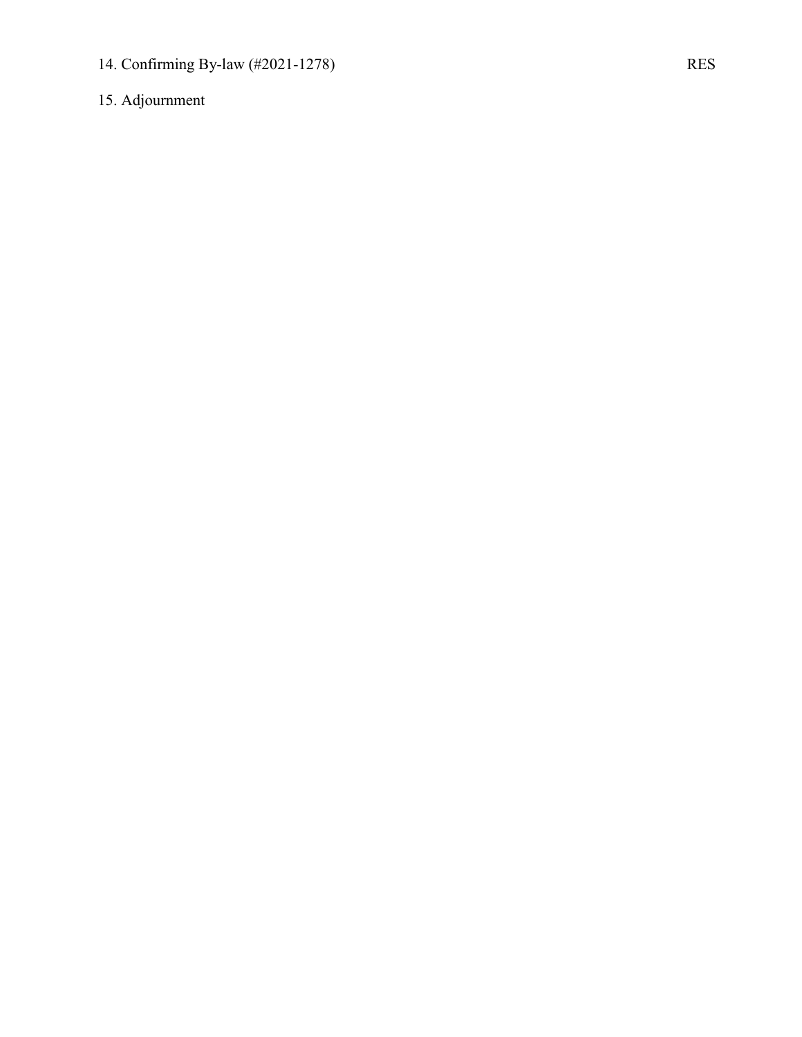14. Confirming By-law (#2021-1278) RES

15. Adjournment